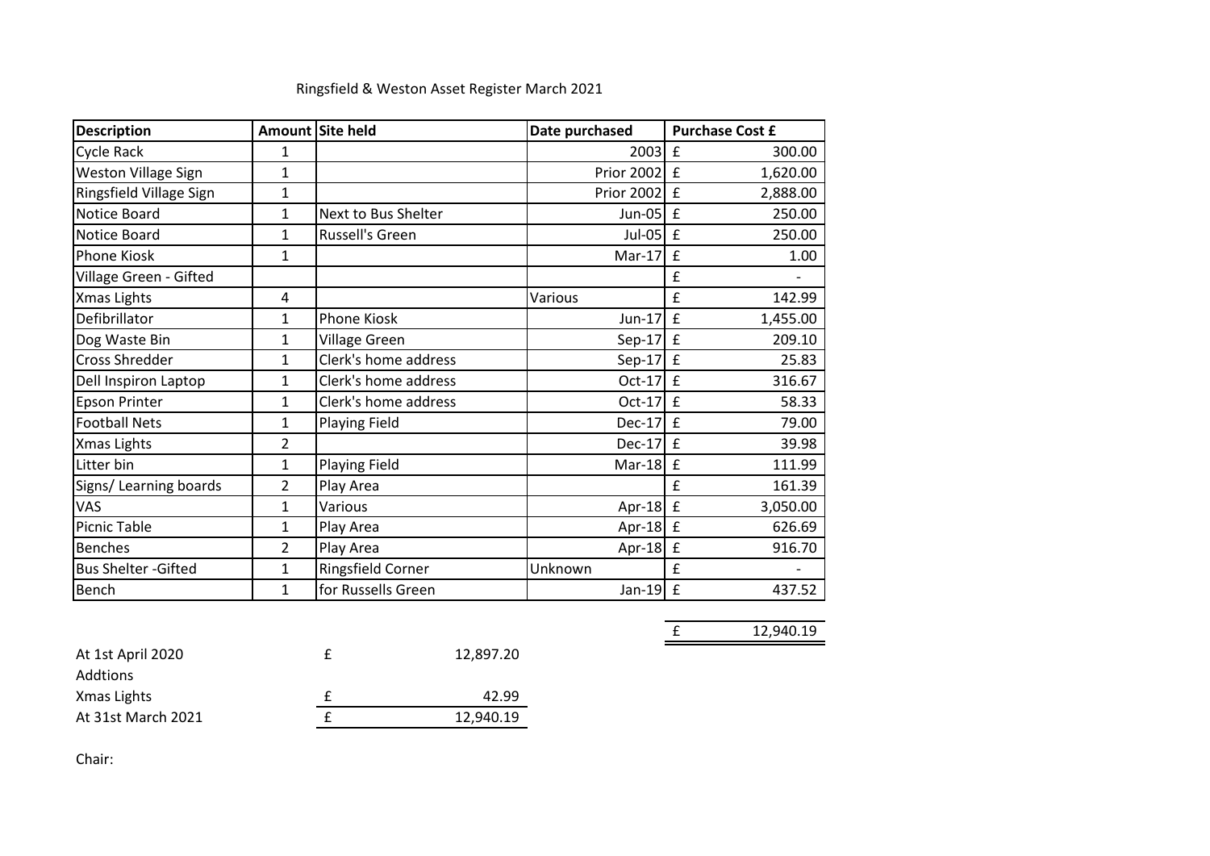Ringsfield & Weston Asset Register March 2021

| Description | Amount | Site held | Date purchased | Purchase Cost £ |
|---|---|---|---|---|
| Cycle Rack | 1 | | 2003 | £ 300.00 |
| Weston Village Sign | 1 | | Prior 2002 | £ 1,620.00 |
| Ringsfield Village Sign | 1 | | Prior 2002 | £ 2,888.00 |
| Notice Board | 1 | Next to Bus Shelter | Jun-05 | £ 250.00 |
| Notice Board | 1 | Russell's Green | Jul-05 | £ 250.00 |
| Phone Kiosk | 1 | | Mar-17 | £ 1.00 |
| Village Green - Gifted | | | | £ - |
| Xmas Lights | 4 | | Various | £ 142.99 |
| Defibrillator | 1 | Phone Kiosk | Jun-17 | £ 1,455.00 |
| Dog Waste Bin | 1 | Village Green | Sep-17 | £ 209.10 |
| Cross Shredder | 1 | Clerk's home address | Sep-17 | £ 25.83 |
| Dell Inspiron Laptop | 1 | Clerk's home address | Oct-17 | £ 316.67 |
| Epson Printer | 1 | Clerk's home address | Oct-17 | £ 58.33 |
| Football Nets | 1 | Playing Field | Dec-17 | £ 79.00 |
| Xmas Lights | 2 | | Dec-17 | £ 39.98 |
| Litter bin | 1 | Playing Field | Mar-18 | £ 111.99 |
| Signs/ Learning boards | 2 | Play Area | | £ 161.39 |
| VAS | 1 | Various | Apr-18 | £ 3,050.00 |
| Picnic Table | 1 | Play Area | Apr-18 | £ 626.69 |
| Benches | 2 | Play Area | Apr-18 | £ 916.70 |
| Bus Shelter -Gifted | 1 | Ringsfield Corner | Unknown | £ - |
| Bench | 1 | for Russells Green | Jan-19 | £ 437.52 |
| | | | | £ 12,940.19 |

| | | |
|---|---|---|
| At 1st April 2020 | £ | 12,897.20 |
| Addtions | | |
| Xmas Lights | £ | 42.99 |
| At 31st March 2021 | £ | 12,940.19 |

Chair: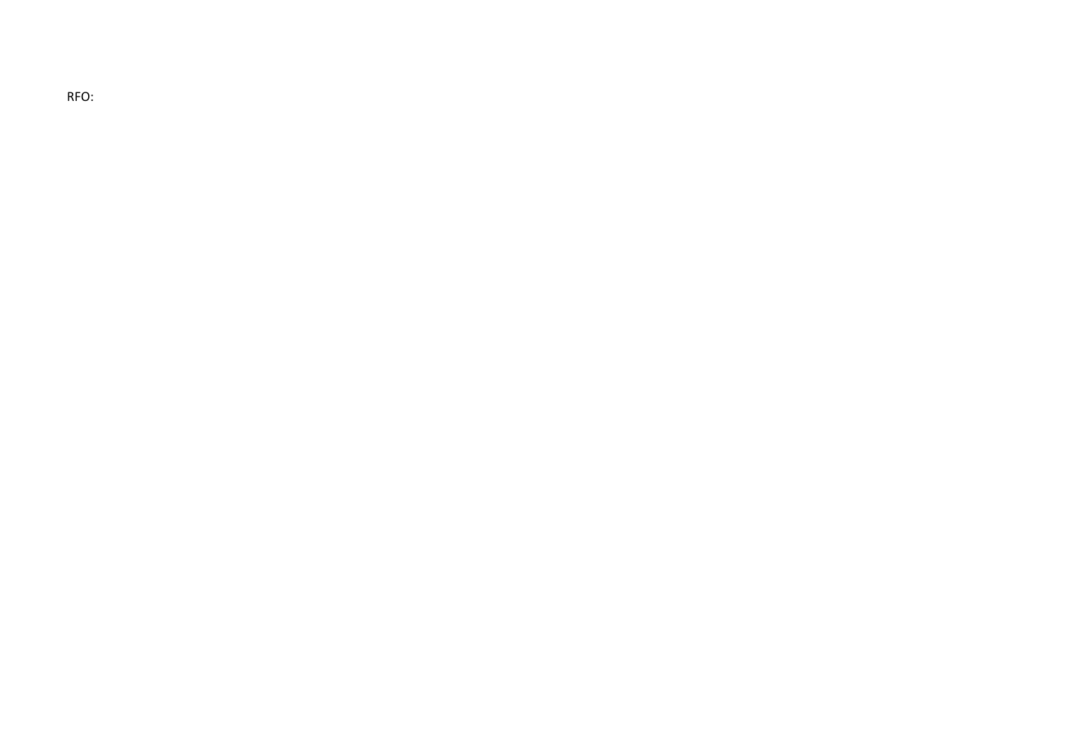RFO: